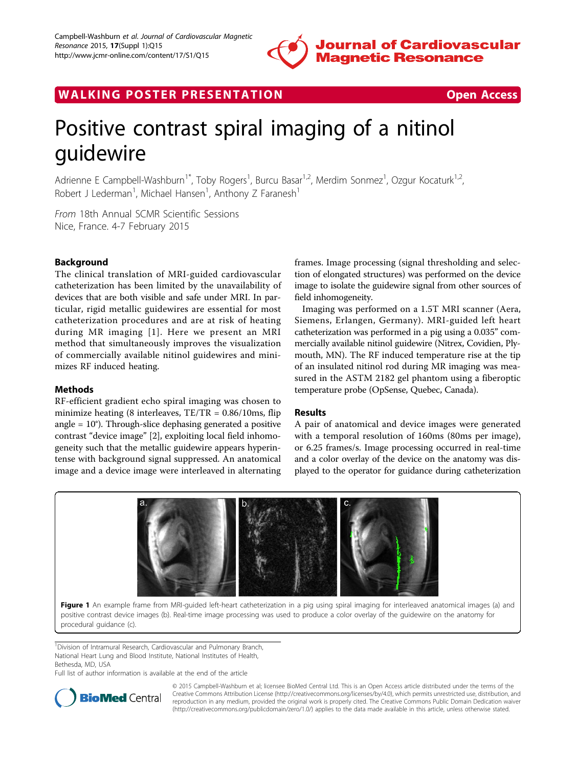WALKING POSTER PRESENTATION — Open Access

# Positive contrast spiral imaging of a nitinol guidewire

Adrienne E Campbell-Washburn[1*], Toby Rogers[1], Burcu Basar[1,2], Merdim Sonmez[1], Ozgur Kocaturk[1,2], Robert J Lederman[1], Michael Hansen[1], Anthony Z Faranesh[1]

*From* 18th Annual SCMR Scientific Sessions
Nice, France. 4-7 February 2015

## Background

The clinical translation of MRI-guided cardiovascular catheterization has been limited by the unavailability of devices that are both visible and safe under MRI. In particular, rigid metallic guidewires are essential for most catheterization procedures and are at risk of heating during MR imaging [1]. Here we present an MRI method that simultaneously improves the visualization of commercially available nitinol guidewires and minimizes RF induced heating.

## Methods

RF-efficient gradient echo spiral imaging was chosen to minimize heating (8 interleaves, TE/TR = 0.86/10ms, flip angle = 10°). Through-slice dephasing generated a positive contrast "device image" [2], exploiting local field inhomogeneity such that the metallic guidewire appears hyperintense with background signal suppressed. An anatomical image and a device image were interleaved in alternating frames. Image processing (signal thresholding and selection of elongated structures) was performed on the device image to isolate the guidewire signal from other sources of field inhomogeneity.

Imaging was performed on a 1.5T MRI scanner (Aera, Siemens, Erlangen, Germany). MRI-guided left heart catheterization was performed in a pig using a 0.035" commercially available nitinol guidewire (Nitrex, Covidien, Plymouth, MN). The RF induced temperature rise at the tip of an insulated nitinol rod during MR imaging was measured in the ASTM 2182 gel phantom using a fiberoptic temperature probe (OpSense, Quebec, Canada).

## Results

A pair of anatomical and device images were generated with a temporal resolution of 160ms (80ms per image), or 6.25 frames/s. Image processing occurred in real-time and a color overlay of the device on the anatomy was displayed to the operator for guidance during catheterization

**Figure 1** An example frame from MRI-guided left-heart catheterization in a pig using spiral imaging for interleaved anatomical images (a) and positive contrast device images (b). Real-time image processing was used to produce a color overlay of the guidewire on the anatomy for procedural guidance (c).

[1]Division of Intramural Research, Cardiovascular and Pulmonary Branch, National Heart Lung and Blood Institute, National Institutes of Health, Bethesda, MD, USA

Full list of author information is available at the end of the article

© 2015 Campbell-Washburn et al; licensee BioMed Central Ltd. This is an Open Access article distributed under the terms of the Creative Commons Attribution License (http://creativecommons.org/licenses/by/4.0), which permits unrestricted use, distribution, and reproduction in any medium, provided the original work is properly cited. The Creative Commons Public Domain Dedication waiver (http://creativecommons.org/publicdomain/zero/1.0/) applies to the data made available in this article, unless otherwise stated.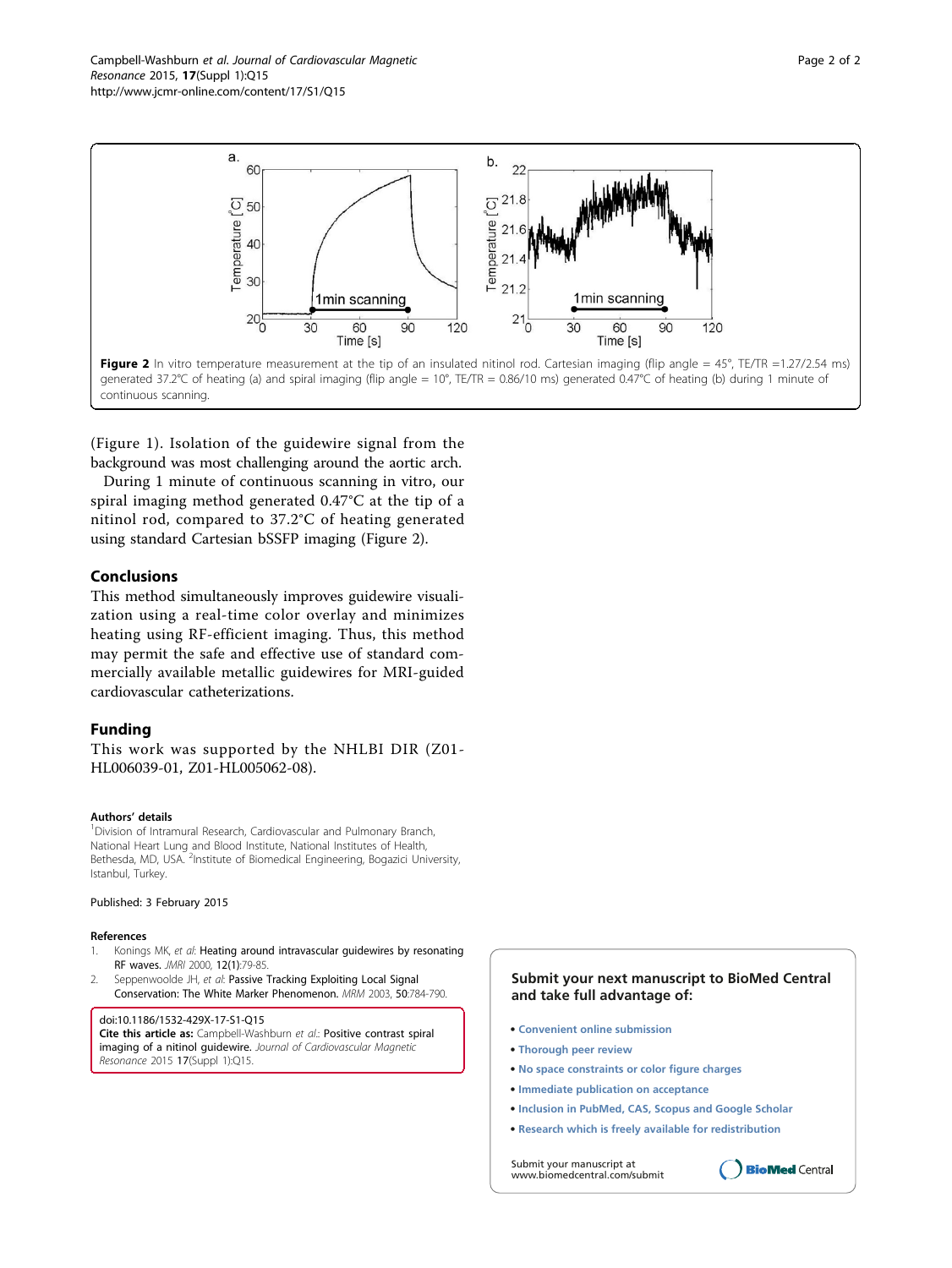a.

60

50

40

30

20

Temperature [°C]

0 30 60 90 120

Time [s]

1min scanning

b.

22

21.8

21.6

21.4

21.2

21

Temperature [°C]

0 30 60 90 120

Time [s]

1min scanning

**Figure 2** In vitro temperature measurement at the tip of an insulated nitinol rod. Cartesian imaging (flip angle = 45°, TE/TR =1.27/2.54 ms) generated 37.2°C of heating (a) and spiral imaging (flip angle = 10°, TE/TR = 0.86/10 ms) generated 0.47°C of heating (b) during 1 minute of continuous scanning.

(Figure 1). Isolation of the guidewire signal from the background was most challenging around the aortic arch.

During 1 minute of continuous scanning in vitro, our spiral imaging method generated 0.47°C at the tip of a nitinol rod, compared to 37.2°C of heating generated using standard Cartesian bSSFP imaging (Figure 2).

## Conclusions

This method simultaneously improves guidewire visualization using a real-time color overlay and minimizes heating using RF-efficient imaging. Thus, this method may permit the safe and effective use of standard commercially available metallic guidewires for MRI-guided cardiovascular catheterizations.

## Funding

This work was supported by the NHLBI DIR (Z01-HL006039-01, Z01-HL005062-08).

#### Authors' details

[1]Division of Intramural Research, Cardiovascular and Pulmonary Branch, National Heart Lung and Blood Institute, National Institutes of Health, Bethesda, MD, USA. [2]Institute of Biomedical Engineering, Bogazici University, Istanbul, Turkey.

Published: 3 February 2015

#### References

1. Konings MK, *et al*: **Heating around intravascular guidewires by resonating RF waves.** *JMRI* 2000, **12(1)**:79-85.
2. Seppenwoolde JH, *et al*: **Passive Tracking Exploiting Local Signal Conservation: The White Marker Phenomenon.** *MRM* 2003, **50**:784-790.

doi:10.1186/1532-429X-17-S1-Q15

**Cite this article as:** Campbell-Washburn *et al.*: Positive contrast spiral imaging of a nitinol guidewire. *Journal of Cardiovascular Magnetic Resonance* 2015 **17**(Suppl 1):Q15.

**Submit your next manuscript to BioMed Central and take full advantage of:**

- Convenient online submission
- Thorough peer review
- No space constraints or color figure charges
- Immediate publication on acceptance
- Inclusion in PubMed, CAS, Scopus and Google Scholar
- Research which is freely available for redistribution

Submit your manuscript at www.biomedcentral.com/submit

BioMed Central